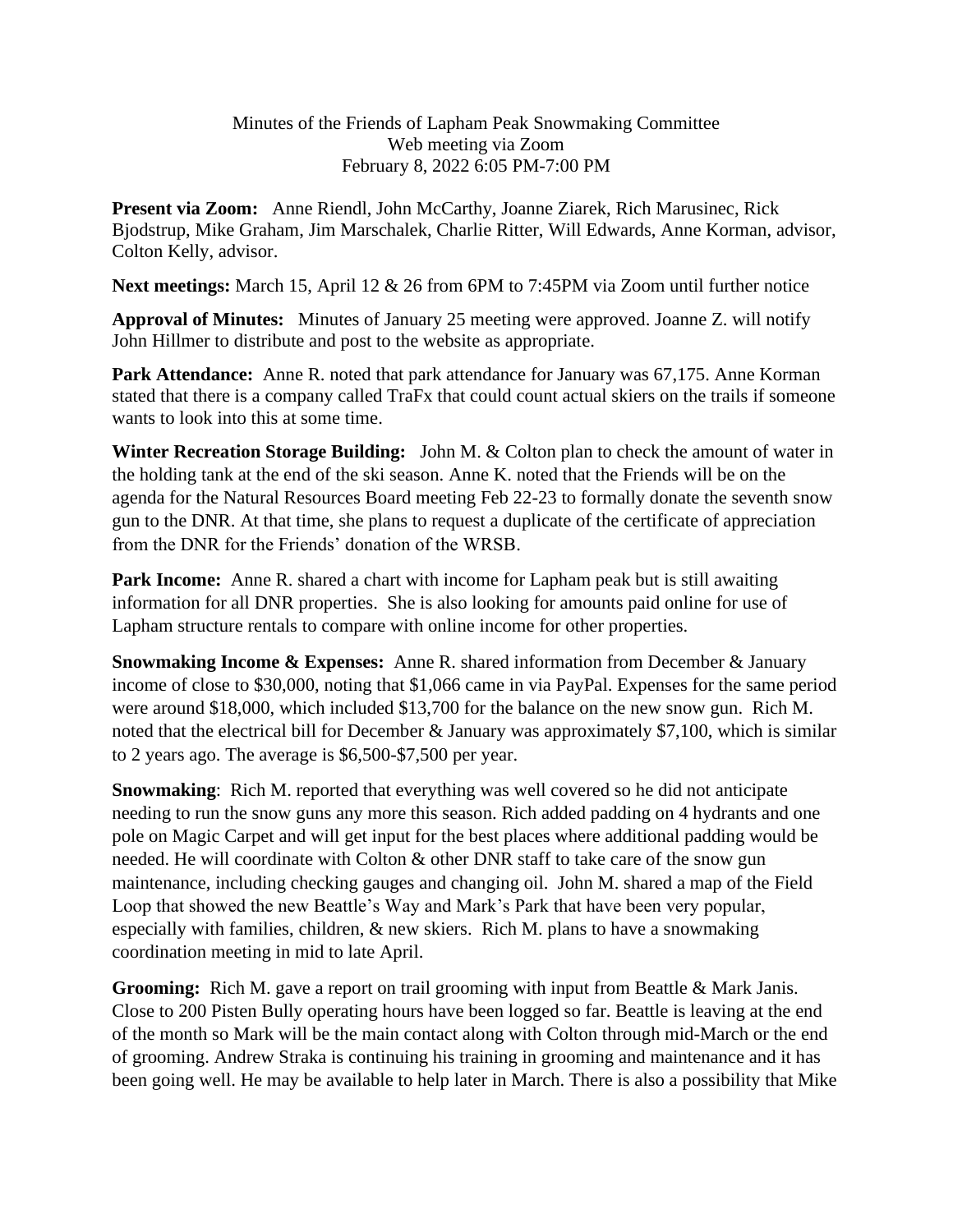Minutes of the Friends of Lapham Peak Snowmaking Committee
Web meeting via Zoom
February 8, 2022 6:05 PM-7:00 PM

**Present via Zoom:** Anne Riendl, John McCarthy, Joanne Ziarek, Rich Marusinec, Rick Bjodstrup, Mike Graham, Jim Marschalek, Charlie Ritter, Will Edwards, Anne Korman, advisor, Colton Kelly, advisor.

**Next meetings:** March 15, April 12 & 26 from 6PM to 7:45PM via Zoom until further notice

**Approval of Minutes:** Minutes of January 25 meeting were approved. Joanne Z. will notify John Hillmer to distribute and post to the website as appropriate.

**Park Attendance:** Anne R. noted that park attendance for January was 67,175. Anne Korman stated that there is a company called TraFx that could count actual skiers on the trails if someone wants to look into this at some time.

**Winter Recreation Storage Building:** John M. & Colton plan to check the amount of water in the holding tank at the end of the ski season. Anne K. noted that the Friends will be on the agenda for the Natural Resources Board meeting Feb 22-23 to formally donate the seventh snow gun to the DNR. At that time, she plans to request a duplicate of the certificate of appreciation from the DNR for the Friends' donation of the WRSB.

**Park Income:** Anne R. shared a chart with income for Lapham peak but is still awaiting information for all DNR properties. She is also looking for amounts paid online for use of Lapham structure rentals to compare with online income for other properties.

**Snowmaking Income & Expenses:** Anne R. shared information from December & January income of close to $30,000, noting that $1,066 came in via PayPal. Expenses for the same period were around $18,000, which included $13,700 for the balance on the new snow gun. Rich M. noted that the electrical bill for December & January was approximately $7,100, which is similar to 2 years ago. The average is $6,500-$7,500 per year.

**Snowmaking**: Rich M. reported that everything was well covered so he did not anticipate needing to run the snow guns any more this season. Rich added padding on 4 hydrants and one pole on Magic Carpet and will get input for the best places where additional padding would be needed. He will coordinate with Colton & other DNR staff to take care of the snow gun maintenance, including checking gauges and changing oil. John M. shared a map of the Field Loop that showed the new Beattle's Way and Mark's Park that have been very popular, especially with families, children, & new skiers. Rich M. plans to have a snowmaking coordination meeting in mid to late April.

**Grooming:** Rich M. gave a report on trail grooming with input from Beattle & Mark Janis. Close to 200 Pisten Bully operating hours have been logged so far. Beattle is leaving at the end of the month so Mark will be the main contact along with Colton through mid-March or the end of grooming. Andrew Straka is continuing his training in grooming and maintenance and it has been going well. He may be available to help later in March. There is also a possibility that Mike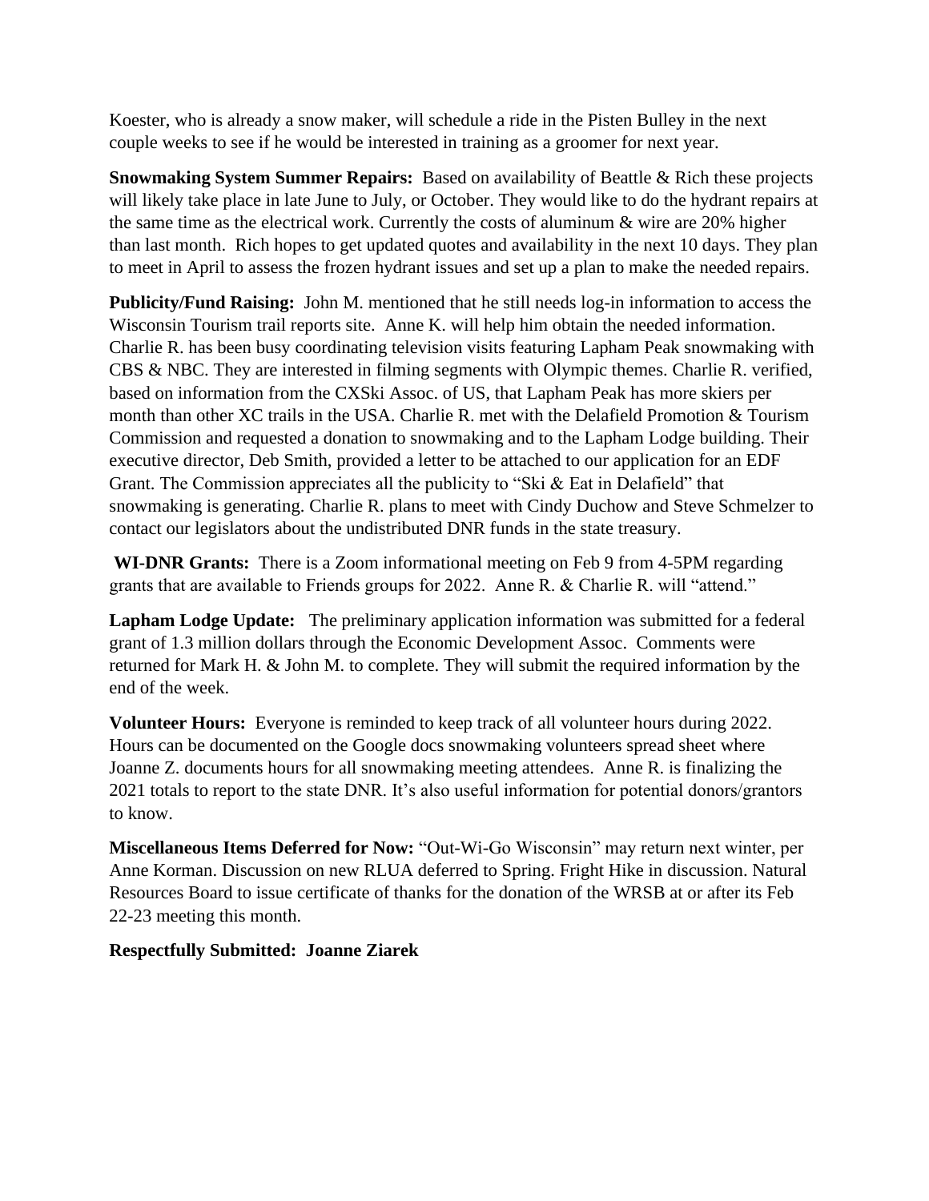Koester, who is already a snow maker, will schedule a ride in the Pisten Bulley in the next couple weeks to see if he would be interested in training as a groomer for next year.

**Snowmaking System Summer Repairs:** Based on availability of Beattle & Rich these projects will likely take place in late June to July, or October. They would like to do the hydrant repairs at the same time as the electrical work. Currently the costs of aluminum & wire are 20% higher than last month. Rich hopes to get updated quotes and availability in the next 10 days. They plan to meet in April to assess the frozen hydrant issues and set up a plan to make the needed repairs.

**Publicity/Fund Raising:** John M. mentioned that he still needs log-in information to access the Wisconsin Tourism trail reports site. Anne K. will help him obtain the needed information. Charlie R. has been busy coordinating television visits featuring Lapham Peak snowmaking with CBS & NBC. They are interested in filming segments with Olympic themes. Charlie R. verified, based on information from the CXSki Assoc. of US, that Lapham Peak has more skiers per month than other XC trails in the USA. Charlie R. met with the Delafield Promotion & Tourism Commission and requested a donation to snowmaking and to the Lapham Lodge building. Their executive director, Deb Smith, provided a letter to be attached to our application for an EDF Grant. The Commission appreciates all the publicity to "Ski & Eat in Delafield" that snowmaking is generating. Charlie R. plans to meet with Cindy Duchow and Steve Schmelzer to contact our legislators about the undistributed DNR funds in the state treasury.

**WI-DNR Grants:** There is a Zoom informational meeting on Feb 9 from 4-5PM regarding grants that are available to Friends groups for 2022. Anne R. & Charlie R. will "attend."

**Lapham Lodge Update:** The preliminary application information was submitted for a federal grant of 1.3 million dollars through the Economic Development Assoc. Comments were returned for Mark H. & John M. to complete. They will submit the required information by the end of the week.

**Volunteer Hours:** Everyone is reminded to keep track of all volunteer hours during 2022. Hours can be documented on the Google docs snowmaking volunteers spread sheet where Joanne Z. documents hours for all snowmaking meeting attendees. Anne R. is finalizing the 2021 totals to report to the state DNR. It's also useful information for potential donors/grantors to know.

**Miscellaneous Items Deferred for Now:** "Out-Wi-Go Wisconsin" may return next winter, per Anne Korman. Discussion on new RLUA deferred to Spring. Fright Hike in discussion. Natural Resources Board to issue certificate of thanks for the donation of the WRSB at or after its Feb 22-23 meeting this month.

**Respectfully Submitted: Joanne Ziarek**